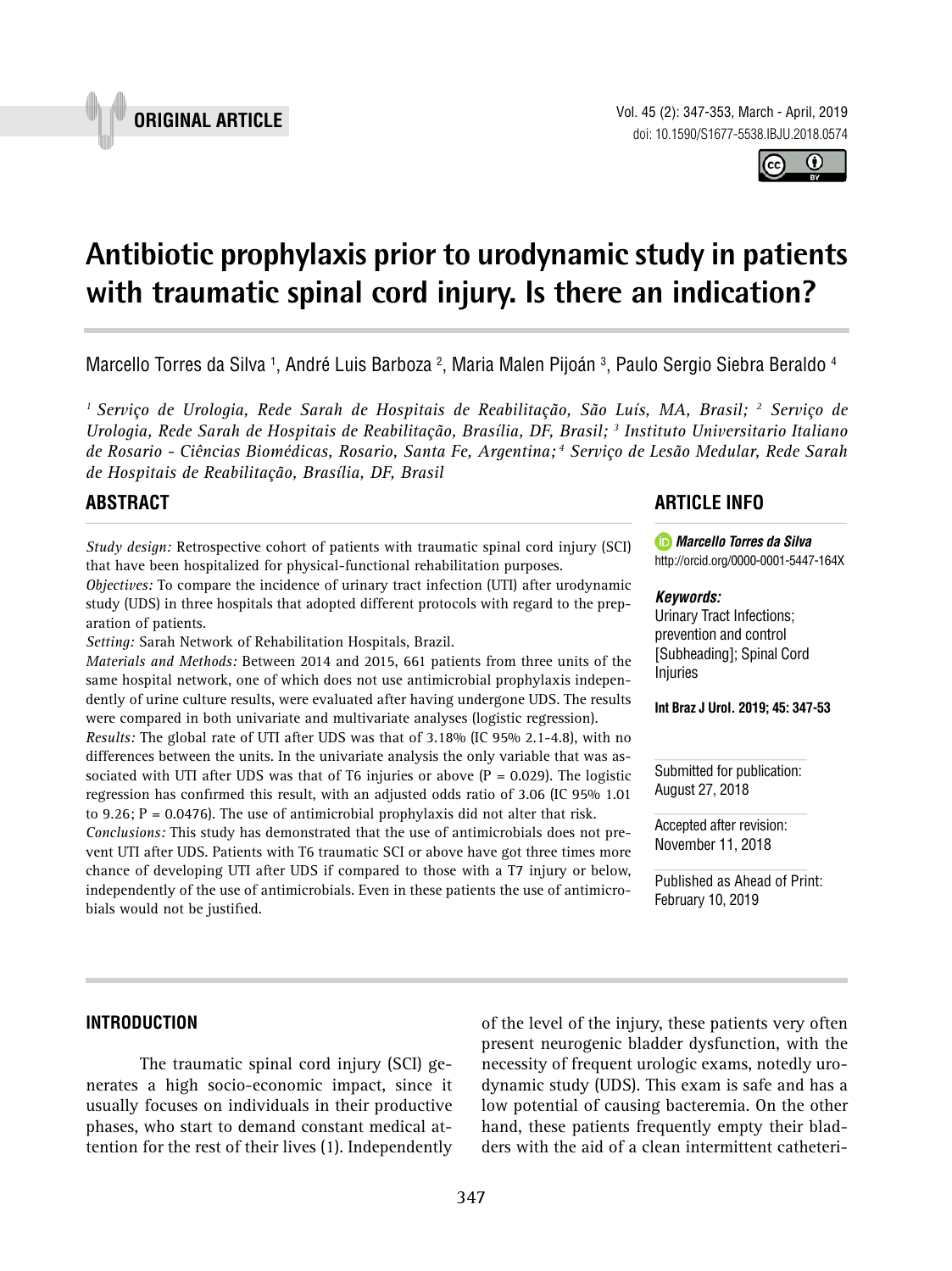ORIGINAL ARTICLE

# Antibiotic prophylaxis prior to urodynamic study in patients with traumatic spinal cord injury. Is there an indication?

Marcello Torres da Silva [1], André Luis Barboza [2], Maria Malen Pijoán [3], Paulo Sergio Siebra Beraldo [4]

*[1] Serviço de Urologia, Rede Sarah de Hospitais de Reabilitação, São Luís, MA, Brasil; [2] Serviço de Urologia, Rede Sarah de Hospitais de Reabilitação, Brasília, DF, Brasil; [3] Instituto Universitario Italiano de Rosario - Ciências Biomédicas, Rosario, Santa Fe, Argentina; [4] Serviço de Lesão Medular, Rede Sarah de Hospitais de Reabilitação, Brasília, DF, Brasil*

## ABSTRACT

*Study design:* Retrospective cohort of patients with traumatic spinal cord injury (SCI) that have been hospitalized for physical-functional rehabilitation purposes.

*Objectives:* To compare the incidence of urinary tract infection (UTI) after urodynamic study (UDS) in three hospitals that adopted different protocols with regard to the preparation of patients.

*Setting:* Sarah Network of Rehabilitation Hospitals, Brazil.

*Materials and Methods:* Between 2014 and 2015, 661 patients from three units of the same hospital network, one of which does not use antimicrobial prophylaxis independently of urine culture results, were evaluated after having undergone UDS. The results were compared in both univariate and multivariate analyses (logistic regression).

*Results:* The global rate of UTI after UDS was that of 3.18% (IC 95% 2.1-4.8), with no differences between the units. In the univariate analysis the only variable that was associated with UTI after UDS was that of T6 injuries or above ($P = 0.029$). The logistic regression has confirmed this result, with an adjusted odds ratio of 3.06 (IC 95% 1.01 to 9.26; $P = 0.0476$). The use of antimicrobial prophylaxis did not alter that risk.

*Conclusions:* This study has demonstrated that the use of antimicrobials does not prevent UTI after UDS. Patients with T6 traumatic SCI or above have got three times more chance of developing UTI after UDS if compared to those with a T7 injury or below, independently of the use of antimicrobials. Even in these patients the use of antimicrobials would not be justified.

## ARTICLE INFO

***Marcello Torres da Silva***
http://orcid.org/0000-0001-5447-164X

***Keywords:***
Urinary Tract Infections; prevention and control [Subheading]; Spinal Cord Injuries

**Int Braz J Urol. 2019; 45: 347-53**

Submitted for publication:
August 27, 2018

Accepted after revision:
November 11, 2018

Published as Ahead of Print:
February 10, 2019

## INTRODUCTION

The traumatic spinal cord injury (SCI) generates a high socio-economic impact, since it usually focuses on individuals in their productive phases, who start to demand constant medical attention for the rest of their lives (1). Independently of the level of the injury, these patients very often present neurogenic bladder dysfunction, with the necessity of frequent urologic exams, notedly urodynamic study (UDS). This exam is safe and has a low potential of causing bacteremia. On the other hand, these patients frequently empty their bladders with the aid of a clean intermittent catheteri-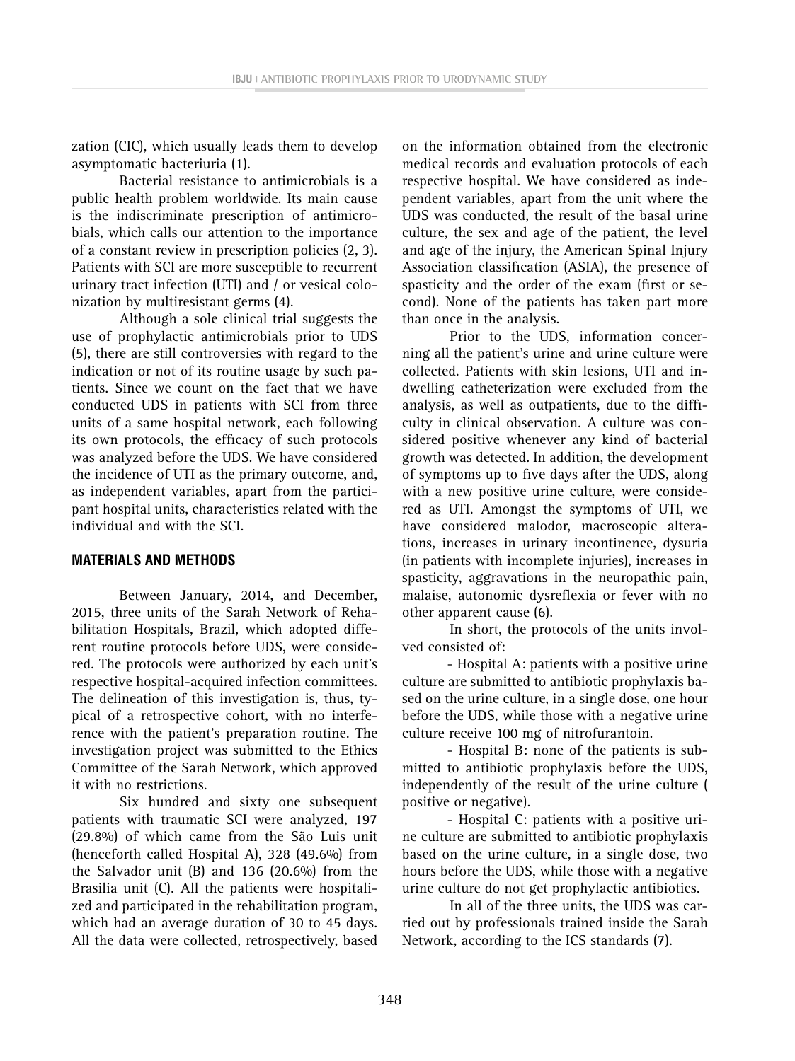zation (CIC), which usually leads them to develop asymptomatic bacteriuria (1).

Bacterial resistance to antimicrobials is a public health problem worldwide. Its main cause is the indiscriminate prescription of antimicrobials, which calls our attention to the importance of a constant review in prescription policies (2, 3). Patients with SCI are more susceptible to recurrent urinary tract infection (UTI) and / or vesical colonization by multiresistant germs (4).

Although a sole clinical trial suggests the use of prophylactic antimicrobials prior to UDS (5), there are still controversies with regard to the indication or not of its routine usage by such patients. Since we count on the fact that we have conducted UDS in patients with SCI from three units of a same hospital network, each following its own protocols, the efficacy of such protocols was analyzed before the UDS. We have considered the incidence of UTI as the primary outcome, and, as independent variables, apart from the participant hospital units, characteristics related with the individual and with the SCI.

## MATERIALS AND METHODS

Between January, 2014, and December, 2015, three units of the Sarah Network of Rehabilitation Hospitals, Brazil, which adopted different routine protocols before UDS, were considered. The protocols were authorized by each unit's respective hospital-acquired infection committees. The delineation of this investigation is, thus, typical of a retrospective cohort, with no interference with the patient's preparation routine. The investigation project was submitted to the Ethics Committee of the Sarah Network, which approved it with no restrictions.

Six hundred and sixty one subsequent patients with traumatic SCI were analyzed, 197 (29.8%) of which came from the São Luis unit (henceforth called Hospital A), 328 (49.6%) from the Salvador unit (B) and 136 (20.6%) from the Brasilia unit (C). All the patients were hospitalized and participated in the rehabilitation program, which had an average duration of 30 to 45 days. All the data were collected, retrospectively, based on the information obtained from the electronic medical records and evaluation protocols of each respective hospital. We have considered as independent variables, apart from the unit where the UDS was conducted, the result of the basal urine culture, the sex and age of the patient, the level and age of the injury, the American Spinal Injury Association classification (ASIA), the presence of spasticity and the order of the exam (first or second). None of the patients has taken part more than once in the analysis.

Prior to the UDS, information concerning all the patient's urine and urine culture were collected. Patients with skin lesions, UTI and indwelling catheterization were excluded from the analysis, as well as outpatients, due to the difficulty in clinical observation. A culture was considered positive whenever any kind of bacterial growth was detected. In addition, the development of symptoms up to five days after the UDS, along with a new positive urine culture, were considered as UTI. Amongst the symptoms of UTI, we have considered malodor, macroscopic alterations, increases in urinary incontinence, dysuria (in patients with incomplete injuries), increases in spasticity, aggravations in the neuropathic pain, malaise, autonomic dysreflexia or fever with no other apparent cause (6).

In short, the protocols of the units involved consisted of:

- Hospital A: patients with a positive urine culture are submitted to antibiotic prophylaxis based on the urine culture, in a single dose, one hour before the UDS, while those with a negative urine culture receive 100 mg of nitrofurantoin.
- Hospital B: none of the patients is submitted to antibiotic prophylaxis before the UDS, independently of the result of the urine culture ( positive or negative).
- Hospital C: patients with a positive urine culture are submitted to antibiotic prophylaxis based on the urine culture, in a single dose, two hours before the UDS, while those with a negative urine culture do not get prophylactic antibiotics.

In all of the three units, the UDS was carried out by professionals trained inside the Sarah Network, according to the ICS standards (7).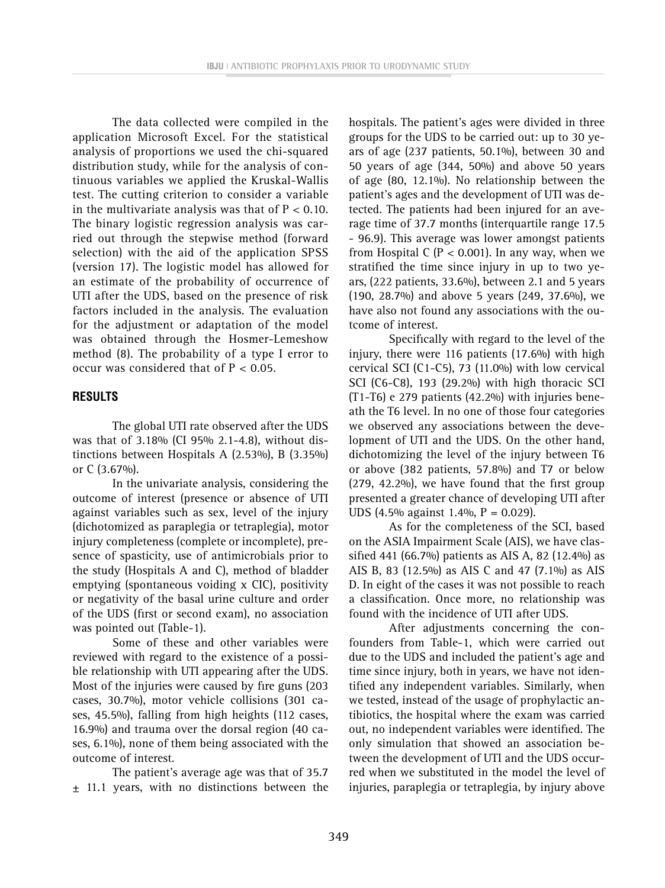The data collected were compiled in the application Microsoft Excel. For the statistical analysis of proportions we used the chi-squared distribution study, while for the analysis of continuous variables we applied the Kruskal-Wallis test. The cutting criterion to consider a variable in the multivariate analysis was that of $P < 0.10$. The binary logistic regression analysis was carried out through the stepwise method (forward selection) with the aid of the application SPSS (version 17). The logistic model has allowed for an estimate of the probability of occurrence of UTI after the UDS, based on the presence of risk factors included in the analysis. The evaluation for the adjustment or adaptation of the model was obtained through the Hosmer-Lemeshow method (8). The probability of a type I error to occur was considered that of $P < 0.05$.

## RESULTS

The global UTI rate observed after the UDS was that of 3.18% (CI 95% 2.1-4.8), without distinctions between Hospitals A (2.53%), B (3.35%) or C (3.67%).

In the univariate analysis, considering the outcome of interest (presence or absence of UTI against variables such as sex, level of the injury (dichotomized as paraplegia or tetraplegia), motor injury completeness (complete or incomplete), presence of spasticity, use of antimicrobials prior to the study (Hospitals A and C), method of bladder emptying (spontaneous voiding x CIC), positivity or negativity of the basal urine culture and order of the UDS (first or second exam), no association was pointed out (Table-1).

Some of these and other variables were reviewed with regard to the existence of a possible relationship with UTI appearing after the UDS. Most of the injuries were caused by fire guns (203 cases, 30.7%), motor vehicle collisions (301 cases, 45.5%), falling from high heights (112 cases, 16.9%) and trauma over the dorsal region (40 cases, 6.1%), none of them being associated with the outcome of interest.

The patient's average age was that of 35.7 ± 11.1 years, with no distinctions between the hospitals. The patient's ages were divided in three groups for the UDS to be carried out: up to 30 years of age (237 patients, 50.1%), between 30 and 50 years of age (344, 50%) and above 50 years of age (80, 12.1%). No relationship between the patient's ages and the development of UTI was detected. The patients had been injured for an average time of 37.7 months (interquartile range 17.5 - 96.9). This average was lower amongst patients from Hospital C ($P < 0.001$). In any way, when we stratified the time since injury in up to two years, (222 patients, 33.6%), between 2.1 and 5 years (190, 28.7%) and above 5 years (249, 37.6%), we have also not found any associations with the outcome of interest.

Specifically with regard to the level of the injury, there were 116 patients (17.6%) with high cervical SCI (C1-C5), 73 (11.0%) with low cervical SCI (C6-C8), 193 (29.2%) with high thoracic SCI (T1-T6) e 279 patients (42.2%) with injuries beneath the T6 level. In no one of those four categories we observed any associations between the development of UTI and the UDS. On the other hand, dichotomizing the level of the injury between T6 or above (382 patients, 57.8%) and T7 or below (279, 42.2%), we have found that the first group presented a greater chance of developing UTI after UDS (4.5% against 1.4%, $P = 0.029$).

As for the completeness of the SCI, based on the ASIA Impairment Scale (AIS), we have classified 441 (66.7%) patients as AIS A, 82 (12.4%) as AIS B, 83 (12.5%) as AIS C and 47 (7.1%) as AIS D. In eight of the cases it was not possible to reach a classification. Once more, no relationship was found with the incidence of UTI after UDS.

After adjustments concerning the confounders from Table-1, which were carried out due to the UDS and included the patient's age and time since injury, both in years, we have not identified any independent variables. Similarly, when we tested, instead of the usage of prophylactic antibiotics, the hospital where the exam was carried out, no independent variables were identified. The only simulation that showed an association between the development of UTI and the UDS occurred when we substituted in the model the level of injuries, paraplegia or tetraplegia, by injury above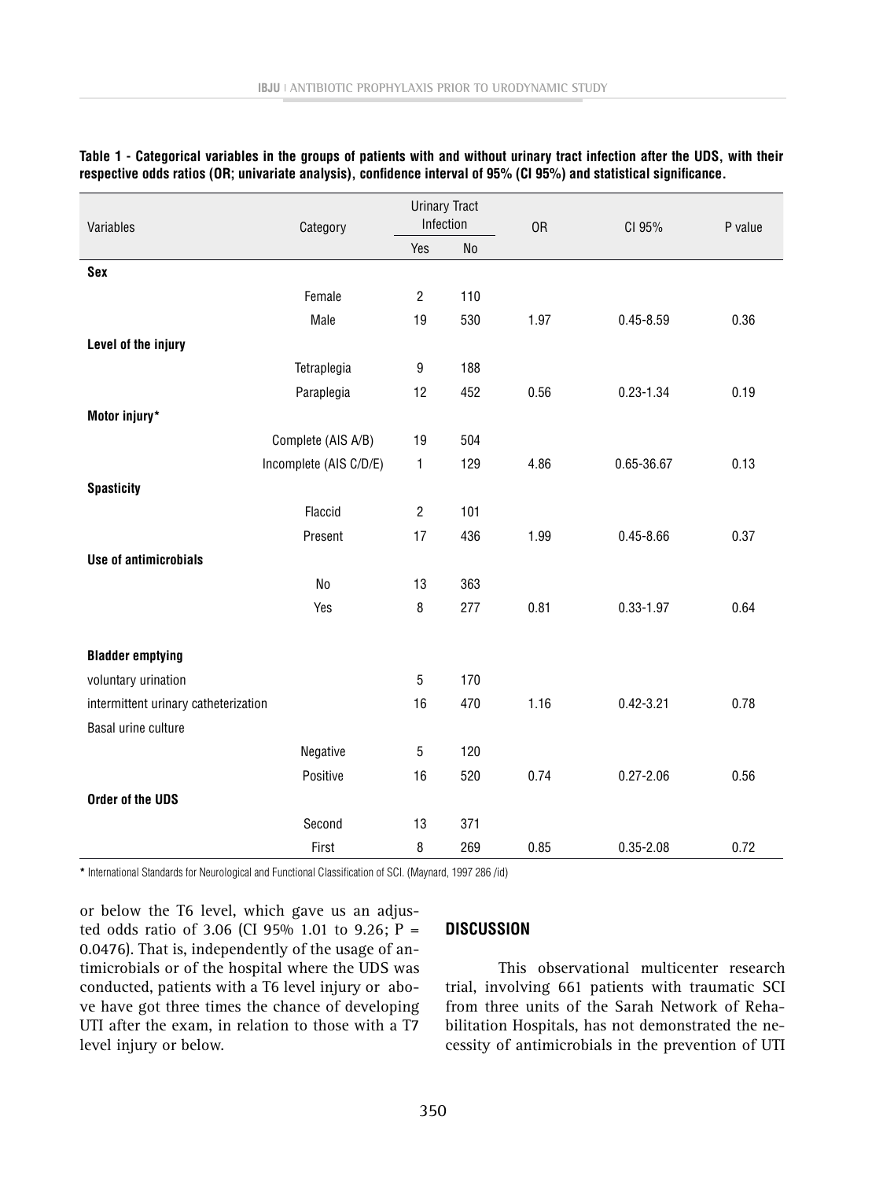**Table 1 - Categorical variables in the groups of patients with and without urinary tract infection after the UDS, with their respective odds ratios (OR; univariate analysis), confidence interval of 95% (CI 95%) and statistical significance.**

| Variables | Category | Urinary Tract Infection | | OR | CI 95% | P value |
|---|---|---|---|---|---|---|
| | | Yes | No | | | |
| **Sex** | | | | | | |
| | Female | 2 | 110 | | | |
| | Male | 19 | 530 | 1.97 | 0.45-8.59 | 0.36 |
| **Level of the injury** | | | | | | |
| | Tetraplegia | 9 | 188 | | | |
| | Paraplegia | 12 | 452 | 0.56 | 0.23-1.34 | 0.19 |
| **Motor injury*** | | | | | | |
| | Complete (AIS A/B) | 19 | 504 | | | |
| | Incomplete (AIS C/D/E) | 1 | 129 | 4.86 | 0.65-36.67 | 0.13 |
| **Spasticity** | | | | | | |
| | Flaccid | 2 | 101 | | | |
| | Present | 17 | 436 | 1.99 | 0.45-8.66 | 0.37 |
| **Use of antimicrobials** | | | | | | |
| | No | 13 | 363 | | | |
| | Yes | 8 | 277 | 0.81 | 0.33-1.97 | 0.64 |
| **Bladder emptying** | | | | | | |
| voluntary urination | | 5 | 170 | | | |
| intermittent urinary catheterization | | 16 | 470 | 1.16 | 0.42-3.21 | 0.78 |
| Basal urine culture | | | | | | |
| | Negative | 5 | 120 | | | |
| | Positive | 16 | 520 | 0.74 | 0.27-2.06 | 0.56 |
| **Order of the UDS** | | | | | | |
| | Second | 13 | 371 | | | |
| | First | 8 | 269 | 0.85 | 0.35-2.08 | 0.72 |

**\*** International Standards for Neurological and Functional Classification of SCI. (Maynard, 1997 286 /id)

or below the T6 level, which gave us an adjusted odds ratio of 3.06 (CI 95% 1.01 to 9.26; P = 0.0476). That is, independently of the usage of antimicrobials or of the hospital where the UDS was conducted, patients with a T6 level injury or above have got three times the chance of developing UTI after the exam, in relation to those with a T7 level injury or below.

## DISCUSSION

This observational multicenter research trial, involving 661 patients with traumatic SCI from three units of the Sarah Network of Rehabilitation Hospitals, has not demonstrated the necessity of antimicrobials in the prevention of UTI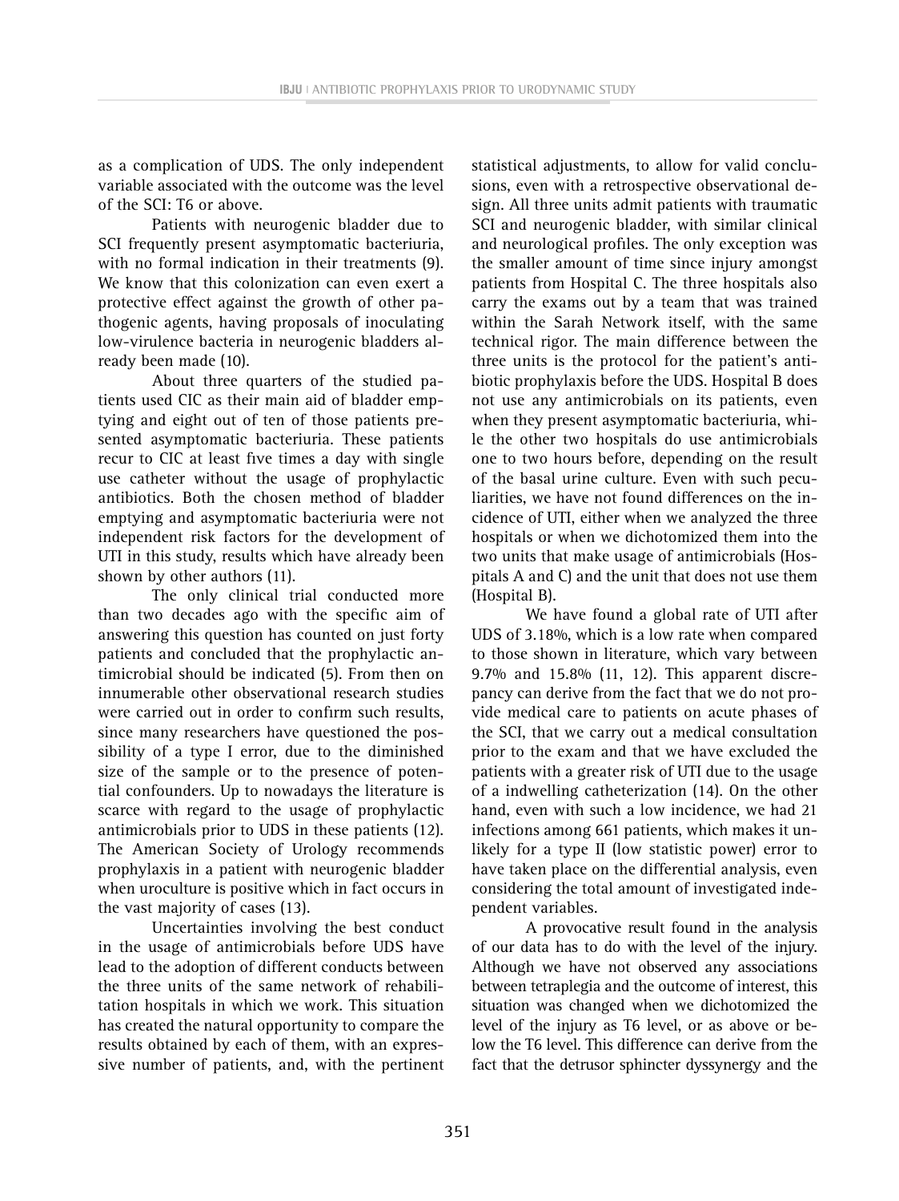as a complication of UDS. The only independent variable associated with the outcome was the level of the SCI: T6 or above.

Patients with neurogenic bladder due to SCI frequently present asymptomatic bacteriuria, with no formal indication in their treatments (9). We know that this colonization can even exert a protective effect against the growth of other pathogenic agents, having proposals of inoculating low-virulence bacteria in neurogenic bladders already been made (10).

About three quarters of the studied patients used CIC as their main aid of bladder emptying and eight out of ten of those patients presented asymptomatic bacteriuria. These patients recur to CIC at least five times a day with single use catheter without the usage of prophylactic antibiotics. Both the chosen method of bladder emptying and asymptomatic bacteriuria were not independent risk factors for the development of UTI in this study, results which have already been shown by other authors (11).

The only clinical trial conducted more than two decades ago with the specific aim of answering this question has counted on just forty patients and concluded that the prophylactic antimicrobial should be indicated (5). From then on innumerable other observational research studies were carried out in order to confirm such results, since many researchers have questioned the possibility of a type I error, due to the diminished size of the sample or to the presence of potential confounders. Up to nowadays the literature is scarce with regard to the usage of prophylactic antimicrobials prior to UDS in these patients (12). The American Society of Urology recommends prophylaxis in a patient with neurogenic bladder when uroculture is positive which in fact occurs in the vast majority of cases (13).

Uncertainties involving the best conduct in the usage of antimicrobials before UDS have lead to the adoption of different conducts between the three units of the same network of rehabilitation hospitals in which we work. This situation has created the natural opportunity to compare the results obtained by each of them, with an expressive number of patients, and, with the pertinent statistical adjustments, to allow for valid conclusions, even with a retrospective observational design. All three units admit patients with traumatic SCI and neurogenic bladder, with similar clinical and neurological profiles. The only exception was the smaller amount of time since injury amongst patients from Hospital C. The three hospitals also carry the exams out by a team that was trained within the Sarah Network itself, with the same technical rigor. The main difference between the three units is the protocol for the patient's antibiotic prophylaxis before the UDS. Hospital B does not use any antimicrobials on its patients, even when they present asymptomatic bacteriuria, while the other two hospitals do use antimicrobials one to two hours before, depending on the result of the basal urine culture. Even with such peculiarities, we have not found differences on the incidence of UTI, either when we analyzed the three hospitals or when we dichotomized them into the two units that make usage of antimicrobials (Hospitals A and C) and the unit that does not use them (Hospital B).

We have found a global rate of UTI after UDS of 3.18%, which is a low rate when compared to those shown in literature, which vary between 9.7% and 15.8% (11, 12). This apparent discrepancy can derive from the fact that we do not provide medical care to patients on acute phases of the SCI, that we carry out a medical consultation prior to the exam and that we have excluded the patients with a greater risk of UTI due to the usage of a indwelling catheterization (14). On the other hand, even with such a low incidence, we had 21 infections among 661 patients, which makes it unlikely for a type II (low statistic power) error to have taken place on the differential analysis, even considering the total amount of investigated independent variables.

A provocative result found in the analysis of our data has to do with the level of the injury. Although we have not observed any associations between tetraplegia and the outcome of interest, this situation was changed when we dichotomized the level of the injury as T6 level, or as above or below the T6 level. This difference can derive from the fact that the detrusor sphincter dyssynergy and the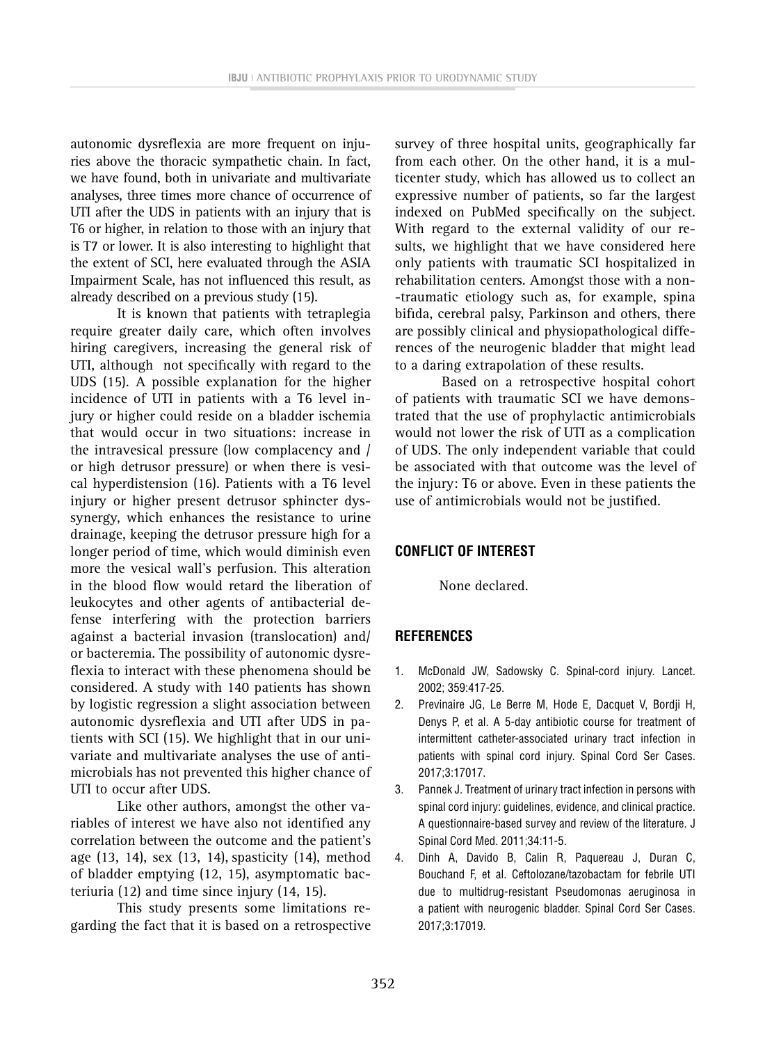autonomic dysreflexia are more frequent on injuries above the thoracic sympathetic chain. In fact, we have found, both in univariate and multivariate analyses, three times more chance of occurrence of UTI after the UDS in patients with an injury that is T6 or higher, in relation to those with an injury that is T7 or lower. It is also interesting to highlight that the extent of SCI, here evaluated through the ASIA Impairment Scale, has not influenced this result, as already described on a previous study (15).

It is known that patients with tetraplegia require greater daily care, which often involves hiring caregivers, increasing the general risk of UTI, although not specifically with regard to the UDS (15). A possible explanation for the higher incidence of UTI in patients with a T6 level injury or higher could reside on a bladder ischemia that would occur in two situations: increase in the intravesical pressure (low complacency and / or high detrusor pressure) or when there is vesical hyperdistension (16). Patients with a T6 level injury or higher present detrusor sphincter dyssynergy, which enhances the resistance to urine drainage, keeping the detrusor pressure high for a longer period of time, which would diminish even more the vesical wall's perfusion. This alteration in the blood flow would retard the liberation of leukocytes and other agents of antibacterial defense interfering with the protection barriers against a bacterial invasion (translocation) and/or bacteremia. The possibility of autonomic dysreflexia to interact with these phenomena should be considered. A study with 140 patients has shown by logistic regression a slight association between autonomic dysreflexia and UTI after UDS in patients with SCI (15). We highlight that in our univariate and multivariate analyses the use of antimicrobials has not prevented this higher chance of UTI to occur after UDS.

Like other authors, amongst the other variables of interest we have also not identified any correlation between the outcome and the patient's age (13, 14), sex (13, 14), spasticity (14), method of bladder emptying (12, 15), asymptomatic bacteriuria (12) and time since injury (14, 15).

This study presents some limitations regarding the fact that it is based on a retrospective survey of three hospital units, geographically far from each other. On the other hand, it is a multicenter study, which has allowed us to collect an expressive number of patients, so far the largest indexed on PubMed specifically on the subject. With regard to the external validity of our results, we highlight that we have considered here only patients with traumatic SCI hospitalized in rehabilitation centers. Amongst those with a non-traumatic etiology such as, for example, spina bifida, cerebral palsy, Parkinson and others, there are possibly clinical and physiopathological differences of the neurogenic bladder that might lead to a daring extrapolation of these results.

Based on a retrospective hospital cohort of patients with traumatic SCI we have demonstrated that the use of prophylactic antimicrobials would not lower the risk of UTI as a complication of UDS. The only independent variable that could be associated with that outcome was the level of the injury: T6 or above. Even in these patients the use of antimicrobials would not be justified.

## CONFLICT OF INTEREST

None declared.

## REFERENCES

1. McDonald JW, Sadowsky C. Spinal-cord injury. Lancet. 2002; 359:417-25.
2. Previnaire JG, Le Berre M, Hode E, Dacquet V, Bordji H, Denys P, et al. A 5-day antibiotic course for treatment of intermittent catheter-associated urinary tract infection in patients with spinal cord injury. Spinal Cord Ser Cases. 2017;3:17017.
3. Pannek J. Treatment of urinary tract infection in persons with spinal cord injury: guidelines, evidence, and clinical practice. A questionnaire-based survey and review of the literature. J Spinal Cord Med. 2011;34:11-5.
4. Dinh A, Davido B, Calin R, Paquereau J, Duran C, Bouchand F, et al. Ceftolozane/tazobactam for febrile UTI due to multidrug-resistant Pseudomonas aeruginosa in a patient with neurogenic bladder. Spinal Cord Ser Cases. 2017;3:17019.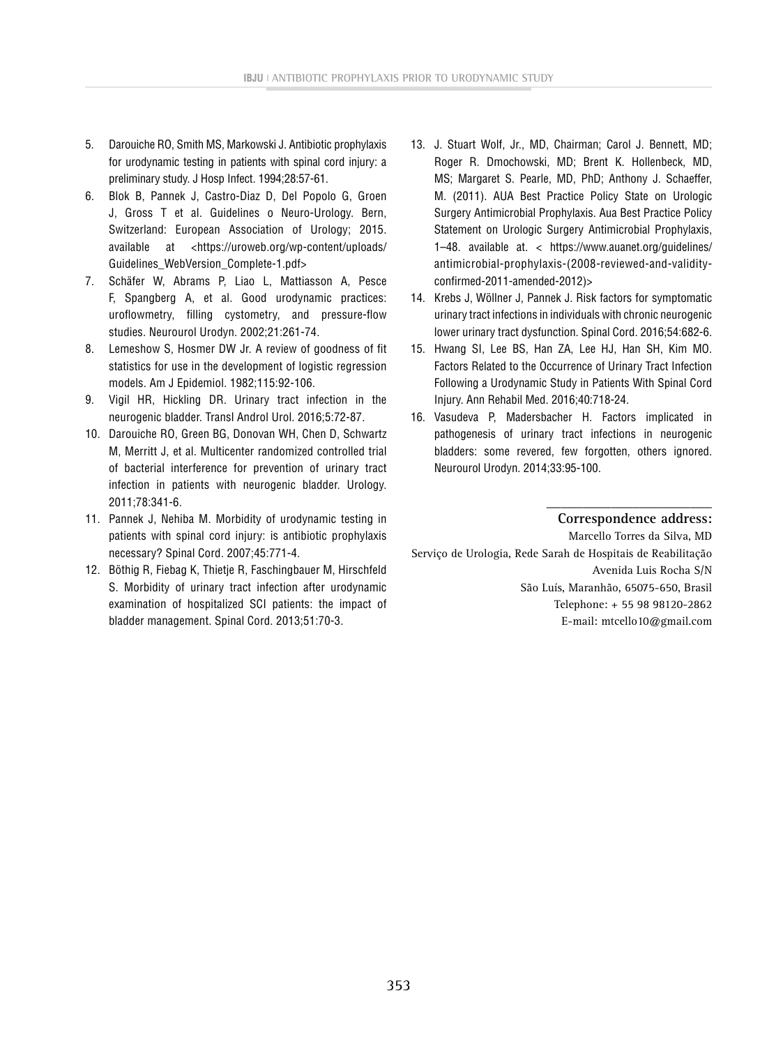5. Darouiche RO, Smith MS, Markowski J. Antibiotic prophylaxis for urodynamic testing in patients with spinal cord injury: a preliminary study. J Hosp Infect. 1994;28:57-61.
6. Blok B, Pannek J, Castro-Diaz D, Del Popolo G, Groen J, Gross T et al. Guidelines o Neuro-Urology. Bern, Switzerland: European Association of Urology; 2015. available at <https://uroweb.org/wp-content/uploads/Guidelines_WebVersion_Complete-1.pdf>
7. Schäfer W, Abrams P, Liao L, Mattiasson A, Pesce F, Spangberg A, et al. Good urodynamic practices: uroflowmetry, filling cystometry, and pressure-flow studies. Neurourol Urodyn. 2002;21:261-74.
8. Lemeshow S, Hosmer DW Jr. A review of goodness of fit statistics for use in the development of logistic regression models. Am J Epidemiol. 1982;115:92-106.
9. Vigil HR, Hickling DR. Urinary tract infection in the neurogenic bladder. Transl Androl Urol. 2016;5:72-87.
10. Darouiche RO, Green BG, Donovan WH, Chen D, Schwartz M, Merritt J, et al. Multicenter randomized controlled trial of bacterial interference for prevention of urinary tract infection in patients with neurogenic bladder. Urology. 2011;78:341-6.
11. Pannek J, Nehiba M. Morbidity of urodynamic testing in patients with spinal cord injury: is antibiotic prophylaxis necessary? Spinal Cord. 2007;45:771-4.
12. Böthig R, Fiebag K, Thietje R, Faschingbauer M, Hirschfeld S. Morbidity of urinary tract infection after urodynamic examination of hospitalized SCI patients: the impact of bladder management. Spinal Cord. 2013;51:70-3.
13. J. Stuart Wolf, Jr., MD, Chairman; Carol J. Bennett, MD; Roger R. Dmochowski, MD; Brent K. Hollenbeck, MD, MS; Margaret S. Pearle, MD, PhD; Anthony J. Schaeffer, M. (2011). AUA Best Practice Policy State on Urologic Surgery Antimicrobial Prophylaxis. Aua Best Practice Policy Statement on Urologic Surgery Antimicrobial Prophylaxis, 1–48. available at. < https://www.auanet.org/guidelines/antimicrobial-prophylaxis-(2008-reviewed-and-validity-confirmed-2011-amended-2012)>
14. Krebs J, Wöllner J, Pannek J. Risk factors for symptomatic urinary tract infections in individuals with chronic neurogenic lower urinary tract dysfunction. Spinal Cord. 2016;54:682-6.
15. Hwang SI, Lee BS, Han ZA, Lee HJ, Han SH, Kim MO. Factors Related to the Occurrence of Urinary Tract Infection Following a Urodynamic Study in Patients With Spinal Cord Injury. Ann Rehabil Med. 2016;40:718-24.
16. Vasudeva P, Madersbacher H. Factors implicated in pathogenesis of urinary tract infections in neurogenic bladders: some revered, few forgotten, others ignored. Neurourol Urodyn. 2014;33:95-100.

**Correspondence address:**

Marcello Torres da Silva, MD
Serviço de Urologia, Rede Sarah de Hospitais de Reabilitação
Avenida Luis Rocha S/N
São Luís, Maranhão, 65075-650, Brasil
Telephone: + 55 98 98120-2862
E-mail: mtcello10@gmail.com